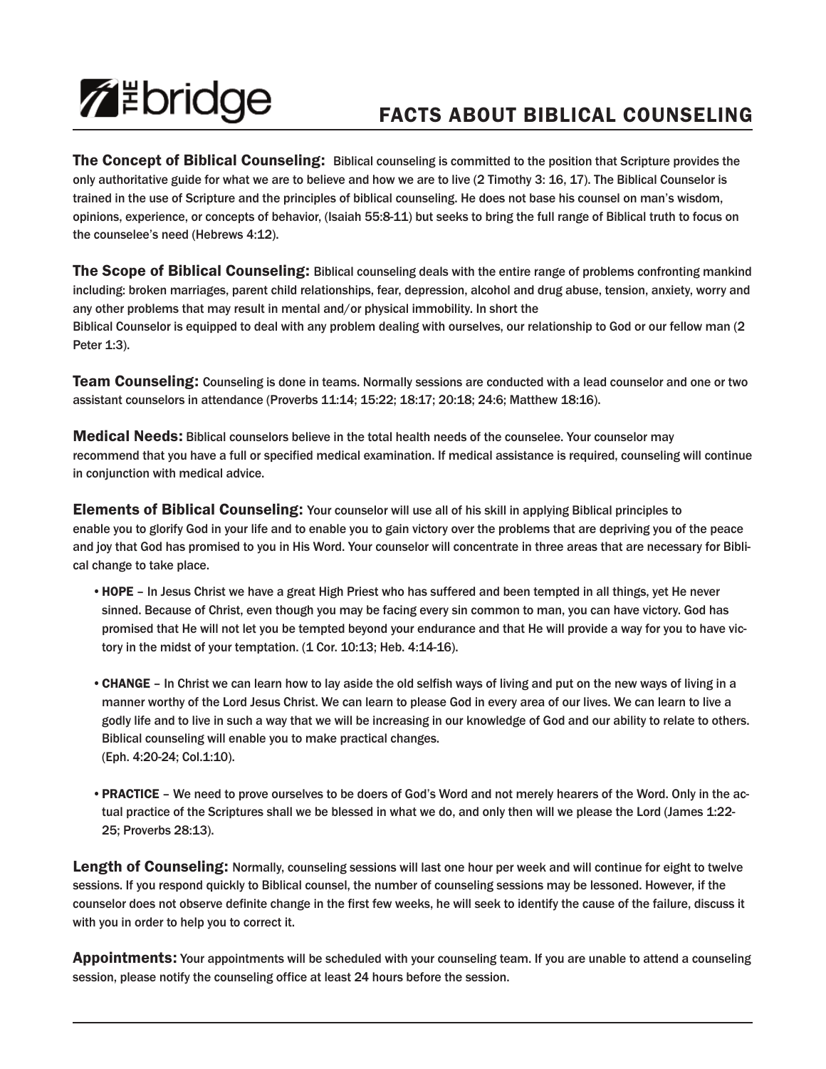# FACTS ABOUT BIBLICAL COUNSELING

**The Concept of Biblical Counseling:** Biblical counseling is committed to the position that Scripture provides the only authoritative guide for what we are to believe and how we are to live (2 Timothy 3: 16, 17). The Biblical Counselor is trained in the use of Scripture and the principles of biblical counseling. He does not base his counsel on man's wisdom, opinions, experience, or concepts of behavior, (Isaiah 55:8-11) but seeks to bring the full range of Biblical truth to focus on the counselee's need (Hebrews 4:12).

**The Scope of Biblical Counseling:** Biblical counseling deals with the entire range of problems confronting mankind including: broken marriages, parent child relationships, fear, depression, alcohol and drug abuse, tension, anxiety, worry and any other problems that may result in mental and/or physical immobility. In short the Biblical Counselor is equipped to deal with any problem dealing with ourselves, our relationship to God or our fellow man (2 Peter 1:3).

**Team Counseling:** Counseling is done in teams. Normally sessions are conducted with a lead counselor and one or two assistant counselors in attendance (Proverbs 11:14; 15:22; 18:17; 20:18; 24:6; Matthew 18:16).

**Medical Needs:** Biblical counselors believe in the total health needs of the counselee. Your counselor may recommend that you have a full or specified medical examination. If medical assistance is required, counseling will continue in conjunction with medical advice.

**Elements of Biblical Counseling:** Your counselor will use all of his skill in applying Biblical principles to enable you to glorify God in your life and to enable you to gain victory over the problems that are depriving you of the peace and joy that God has promised to you in His Word. Your counselor will concentrate in three areas that are necessary for Biblical change to take place.

- **HOPE** – In Jesus Christ we have a great High Priest who has suffered and been tempted in all things, yet He never sinned. Because of Christ, even though you may be facing every sin common to man, you can have victory. God has promised that He will not let you be tempted beyond your endurance and that He will provide a way for you to have victory in the midst of your temptation. (1 Cor. 10:13; Heb. 4:14-16).

- **CHANGE** – In Christ we can learn how to lay aside the old selfish ways of living and put on the new ways of living in a manner worthy of the Lord Jesus Christ. We can learn to please God in every area of our lives. We can learn to live a godly life and to live in such a way that we will be increasing in our knowledge of God and our ability to relate to others. Biblical counseling will enable you to make practical changes. (Eph. 4:20-24; Col.1:10).

- **PRACTICE** – We need to prove ourselves to be doers of God's Word and not merely hearers of the Word. Only in the actual practice of the Scriptures shall we be blessed in what we do, and only then will we please the Lord (James 1:22-25; Proverbs 28:13).

**Length of Counseling:** Normally, counseling sessions will last one hour per week and will continue for eight to twelve sessions. If you respond quickly to Biblical counsel, the number of counseling sessions may be lessoned. However, if the counselor does not observe definite change in the first few weeks, he will seek to identify the cause of the failure, discuss it with you in order to help you to correct it.

**Appointments:** Your appointments will be scheduled with your counseling team. If you are unable to attend a counseling session, please notify the counseling office at least 24 hours before the session.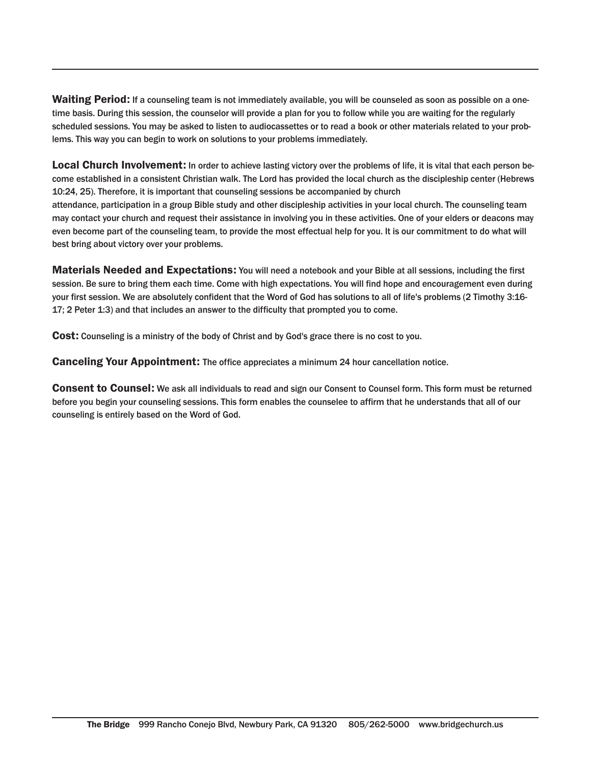**Waiting Period:** If a counseling team is not immediately available, you will be counseled as soon as possible on a one-time basis. During this session, the counselor will provide a plan for you to follow while you are waiting for the regularly scheduled sessions. You may be asked to listen to audiocassettes or to read a book or other materials related to your problems. This way you can begin to work on solutions to your problems immediately.

**Local Church Involvement:** In order to achieve lasting victory over the problems of life, it is vital that each person become established in a consistent Christian walk. The Lord has provided the local church as the discipleship center (Hebrews 10:24, 25). Therefore, it is important that counseling sessions be accompanied by church attendance, participation in a group Bible study and other discipleship activities in your local church. The counseling team may contact your church and request their assistance in involving you in these activities. One of your elders or deacons may even become part of the counseling team, to provide the most effectual help for you. It is our commitment to do what will best bring about victory over your problems.

**Materials Needed and Expectations:** You will need a notebook and your Bible at all sessions, including the first session. Be sure to bring them each time. Come with high expectations. You will find hope and encouragement even during your first session. We are absolutely confident that the Word of God has solutions to all of life's problems (2 Timothy 3:16-17; 2 Peter 1:3) and that includes an answer to the difficulty that prompted you to come.

**Cost:** Counseling is a ministry of the body of Christ and by God's grace there is no cost to you.

**Canceling Your Appointment:** The office appreciates a minimum 24 hour cancellation notice.

**Consent to Counsel:** We ask all individuals to read and sign our Consent to Counsel form. This form must be returned before you begin your counseling sessions. This form enables the counselee to affirm that he understands that all of our counseling is entirely based on the Word of God.